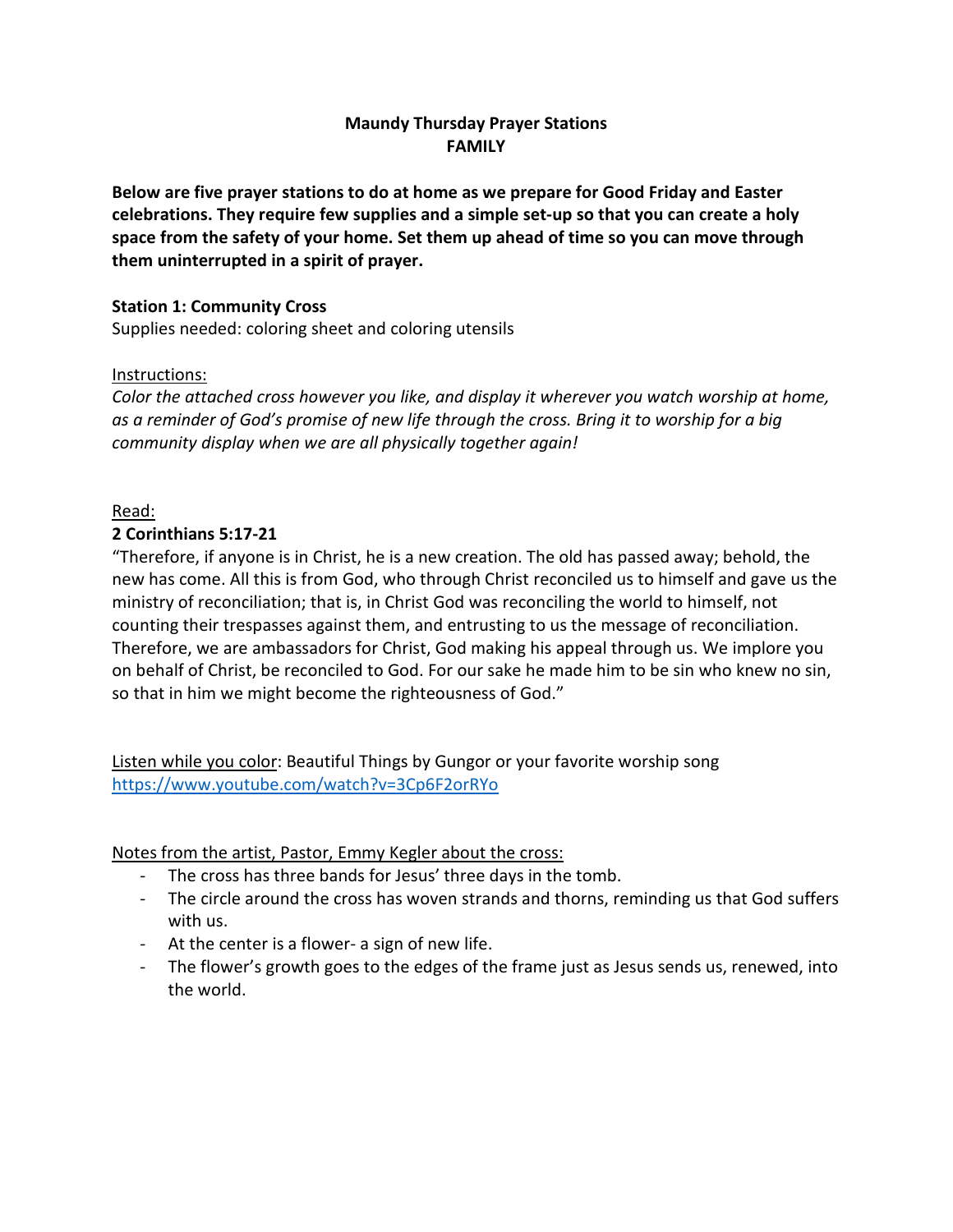# Maundy Thursday Prayer Stations
## FAMILY

**Below are five prayer stations to do at home as we prepare for Good Friday and Easter celebrations. They require few supplies and a simple set-up so that you can create a holy space from the safety of your home. Set them up ahead of time so you can move through them uninterrupted in a spirit of prayer.**

### Station 1: Community Cross

Supplies needed: coloring sheet and coloring utensils

Instructions:

*Color the attached cross however you like, and display it wherever you watch worship at home, as a reminder of God's promise of new life through the cross. Bring it to worship for a big community display when we are all physically together again!*

Read:

**2 Corinthians 5:17-21**

"Therefore, if anyone is in Christ, he is a new creation. The old has passed away; behold, the new has come. All this is from God, who through Christ reconciled us to himself and gave us the ministry of reconciliation; that is, in Christ God was reconciling the world to himself, not counting their trespasses against them, and entrusting to us the message of reconciliation. Therefore, we are ambassadors for Christ, God making his appeal through us. We implore you on behalf of Christ, be reconciled to God. For our sake he made him to be sin who knew no sin, so that in him we might become the righteousness of God."

Listen while you color: Beautiful Things by Gungor or your favorite worship song
https://www.youtube.com/watch?v=3Cp6F2orRYo

Notes from the artist, Pastor, Emmy Kegler about the cross:

- The cross has three bands for Jesus' three days in the tomb.
- The circle around the cross has woven strands and thorns, reminding us that God suffers with us.
- At the center is a flower- a sign of new life.
- The flower's growth goes to the edges of the frame just as Jesus sends us, renewed, into the world.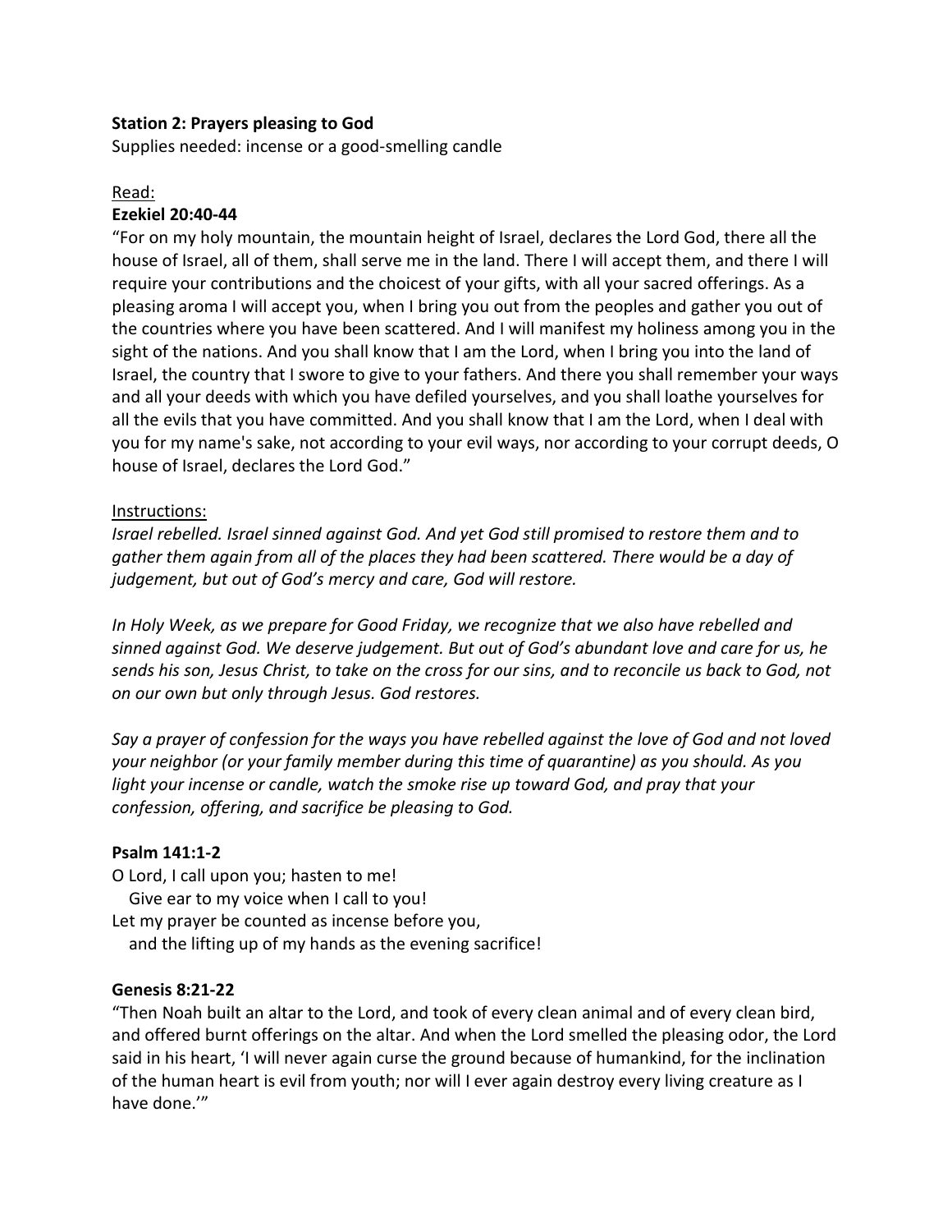**Station 2: Prayers pleasing to God**

Supplies needed: incense or a good-smelling candle

Read:

**Ezekiel 20:40-44**

"For on my holy mountain, the mountain height of Israel, declares the Lord God, there all the house of Israel, all of them, shall serve me in the land. There I will accept them, and there I will require your contributions and the choicest of your gifts, with all your sacred offerings. As a pleasing aroma I will accept you, when I bring you out from the peoples and gather you out of the countries where you have been scattered. And I will manifest my holiness among you in the sight of the nations. And you shall know that I am the Lord, when I bring you into the land of Israel, the country that I swore to give to your fathers. And there you shall remember your ways and all your deeds with which you have defiled yourselves, and you shall loathe yourselves for all the evils that you have committed. And you shall know that I am the Lord, when I deal with you for my name's sake, not according to your evil ways, nor according to your corrupt deeds, O house of Israel, declares the Lord God."

Instructions:

*Israel rebelled. Israel sinned against God. And yet God still promised to restore them and to gather them again from all of the places they had been scattered. There would be a day of judgement, but out of God's mercy and care, God will restore.*

*In Holy Week, as we prepare for Good Friday, we recognize that we also have rebelled and sinned against God. We deserve judgement. But out of God's abundant love and care for us, he sends his son, Jesus Christ, to take on the cross for our sins, and to reconcile us back to God, not on our own but only through Jesus. God restores.*

*Say a prayer of confession for the ways you have rebelled against the love of God and not loved your neighbor (or your family member during this time of quarantine) as you should. As you light your incense or candle, watch the smoke rise up toward God, and pray that your confession, offering, and sacrifice be pleasing to God.*

**Psalm 141:1-2**

O Lord, I call upon you; hasten to me!
   Give ear to my voice when I call to you!
Let my prayer be counted as incense before you,
   and the lifting up of my hands as the evening sacrifice!

**Genesis 8:21-22**

"Then Noah built an altar to the Lord, and took of every clean animal and of every clean bird, and offered burnt offerings on the altar. And when the Lord smelled the pleasing odor, the Lord said in his heart, 'I will never again curse the ground because of humankind, for the inclination of the human heart is evil from youth; nor will I ever again destroy every living creature as I have done.'"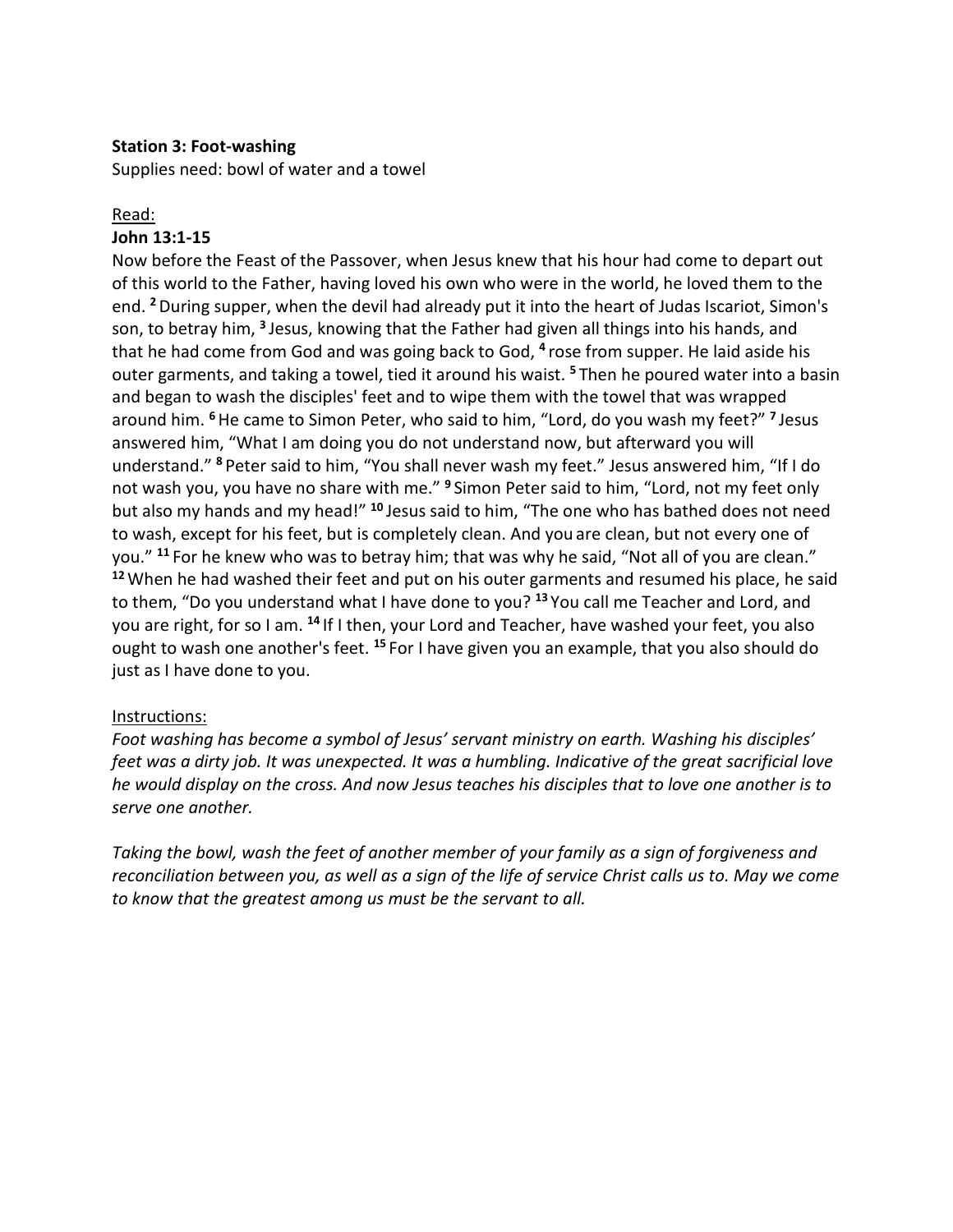**Station 3: Foot-washing**

Supplies need: bowl of water and a towel

Read:

**John 13:1-15**

Now before the Feast of the Passover, when Jesus knew that his hour had come to depart out of this world to the Father, having loved his own who were in the world, he loved them to the end. **2** During supper, when the devil had already put it into the heart of Judas Iscariot, Simon's son, to betray him, **3** Jesus, knowing that the Father had given all things into his hands, and that he had come from God and was going back to God, **4** rose from supper. He laid aside his outer garments, and taking a towel, tied it around his waist. **5** Then he poured water into a basin and began to wash the disciples' feet and to wipe them with the towel that was wrapped around him. **6** He came to Simon Peter, who said to him, "Lord, do you wash my feet?" **7** Jesus answered him, "What I am doing you do not understand now, but afterward you will understand." **8** Peter said to him, "You shall never wash my feet." Jesus answered him, "If I do not wash you, you have no share with me." **9** Simon Peter said to him, "Lord, not my feet only but also my hands and my head!" **10** Jesus said to him, "The one who has bathed does not need to wash, except for his feet, but is completely clean. And you are clean, but not every one of you." **11** For he knew who was to betray him; that was why he said, "Not all of you are clean." **12** When he had washed their feet and put on his outer garments and resumed his place, he said to them, "Do you understand what I have done to you? **13** You call me Teacher and Lord, and you are right, for so I am. **14** If I then, your Lord and Teacher, have washed your feet, you also ought to wash one another's feet. **15** For I have given you an example, that you also should do just as I have done to you.

Instructions:

*Foot washing has become a symbol of Jesus' servant ministry on earth. Washing his disciples' feet was a dirty job. It was unexpected. It was a humbling. Indicative of the great sacrificial love he would display on the cross. And now Jesus teaches his disciples that to love one another is to serve one another.*

*Taking the bowl, wash the feet of another member of your family as a sign of forgiveness and reconciliation between you, as well as a sign of the life of service Christ calls us to. May we come to know that the greatest among us must be the servant to all.*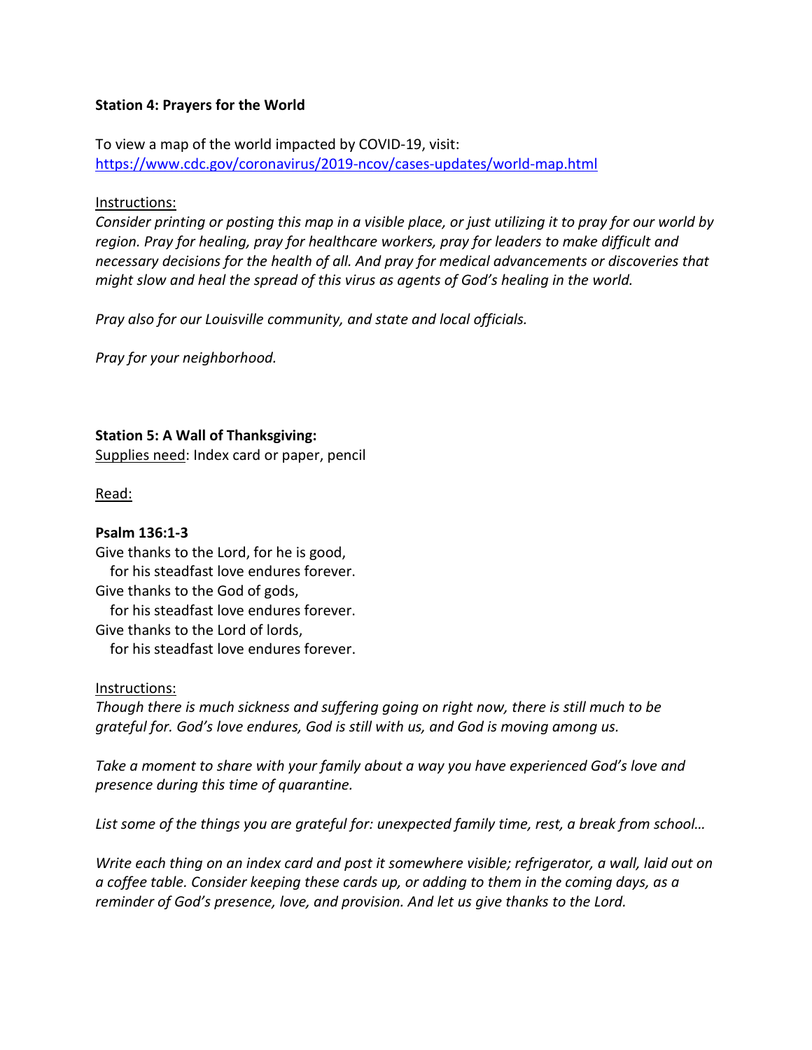**Station 4: Prayers for the World**

To view a map of the world impacted by COVID-19, visit:
https://www.cdc.gov/coronavirus/2019-ncov/cases-updates/world-map.html

Instructions:

*Consider printing or posting this map in a visible place, or just utilizing it to pray for our world by region. Pray for healing, pray for healthcare workers, pray for leaders to make difficult and necessary decisions for the health of all. And pray for medical advancements or discoveries that might slow and heal the spread of this virus as agents of God's healing in the world.*

*Pray also for our Louisville community, and state and local officials.*

*Pray for your neighborhood.*

**Station 5: A Wall of Thanksgiving:**

Supplies need: Index card or paper, pencil

Read:

**Psalm 136:1-3**

Give thanks to the Lord, for he is good,
  for his steadfast love endures forever.
Give thanks to the God of gods,
  for his steadfast love endures forever.
Give thanks to the Lord of lords,
  for his steadfast love endures forever.

Instructions:

*Though there is much sickness and suffering going on right now, there is still much to be grateful for. God's love endures, God is still with us, and God is moving among us.*

*Take a moment to share with your family about a way you have experienced God's love and presence during this time of quarantine.*

*List some of the things you are grateful for: unexpected family time, rest, a break from school…*

*Write each thing on an index card and post it somewhere visible; refrigerator, a wall, laid out on a coffee table. Consider keeping these cards up, or adding to them in the coming days, as a reminder of God's presence, love, and provision. And let us give thanks to the Lord.*